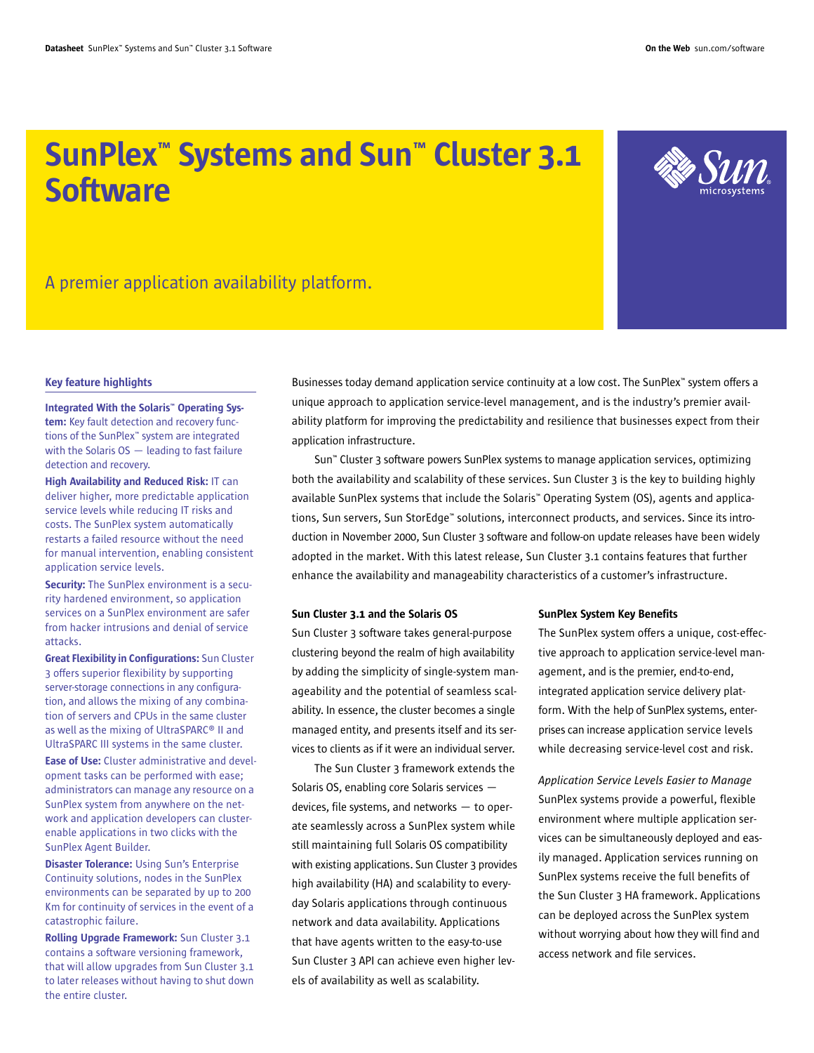# SunPlex™ Systems and Sun™ Cluster 3.1 Software

A premier application availability platform.

### Key feature highlights

**Integrated With the Solaris™ Operating System:** Key fault detection and recovery functions of the SunPlex™ system are integrated with the Solaris OS — leading to fast failure detection and recovery.

**High Availability and Reduced Risk:** IT can deliver higher, more predictable application service levels while reducing IT risks and costs. The SunPlex system automatically restarts a failed resource without the need for manual intervention, enabling consistent application service levels.

**Security:** The SunPlex environment is a security hardened environment, so application services on a SunPlex environment are safer from hacker intrusions and denial of service attacks.

**Great Flexibility in Configurations:** Sun Cluster 3 offers superior flexibility by supporting server-storage connections in any configuration, and allows the mixing of any combination of servers and CPUs in the same cluster as well as the mixing of UltraSPARC® II and UltraSPARC III systems in the same cluster.

**Ease of Use:** Cluster administrative and development tasks can be performed with ease; administrators can manage any resource on a SunPlex system from anywhere on the network and application developers can cluster-enable applications in two clicks with the SunPlex Agent Builder.

**Disaster Tolerance:** Using Sun's Enterprise Continuity solutions, nodes in the SunPlex environments can be separated by up to 200 Km for continuity of services in the event of a catastrophic failure.

**Rolling Upgrade Framework:** Sun Cluster 3.1 contains a software versioning framework, that will allow upgrades from Sun Cluster 3.1 to later releases without having to shut down the entire cluster.

Businesses today demand application service continuity at a low cost. The SunPlex™ system offers a unique approach to application service-level management, and is the industry's premier availability platform for improving the predictability and resilience that businesses expect from their application infrastructure.

Sun™ Cluster 3 software powers SunPlex systems to manage application services, optimizing both the availability and scalability of these services. Sun Cluster 3 is the key to building highly available SunPlex systems that include the Solaris™ Operating System (OS), agents and applications, Sun servers, Sun StorEdge™ solutions, interconnect products, and services. Since its introduction in November 2000, Sun Cluster 3 software and follow-on update releases have been widely adopted in the market. With this latest release, Sun Cluster 3.1 contains features that further enhance the availability and manageability characteristics of a customer's infrastructure.

### Sun Cluster 3.1 and the Solaris OS

Sun Cluster 3 software takes general-purpose clustering beyond the realm of high availability by adding the simplicity of single-system manageability and the potential of seamless scalability. In essence, the cluster becomes a single managed entity, and presents itself and its services to clients as if it were an individual server.

The Sun Cluster 3 framework extends the Solaris OS, enabling core Solaris services — devices, file systems, and networks — to operate seamlessly across a SunPlex system while still maintaining full Solaris OS compatibility with existing applications. Sun Cluster 3 provides high availability (HA) and scalability to everyday Solaris applications through continuous network and data availability. Applications that have agents written to the easy-to-use Sun Cluster 3 API can achieve even higher levels of availability as well as scalability.

### SunPlex System Key Benefits

The SunPlex system offers a unique, cost-effective approach to application service-level management, and is the premier, end-to-end, integrated application service delivery platform. With the help of SunPlex systems, enterprises can increase application service levels while decreasing service-level cost and risk.

*Application Service Levels Easier to Manage*

SunPlex systems provide a powerful, flexible environment where multiple application services can be simultaneously deployed and easily managed. Application services running on SunPlex systems receive the full benefits of the Sun Cluster 3 HA framework. Applications can be deployed across the SunPlex system without worrying about how they will find and access network and file services.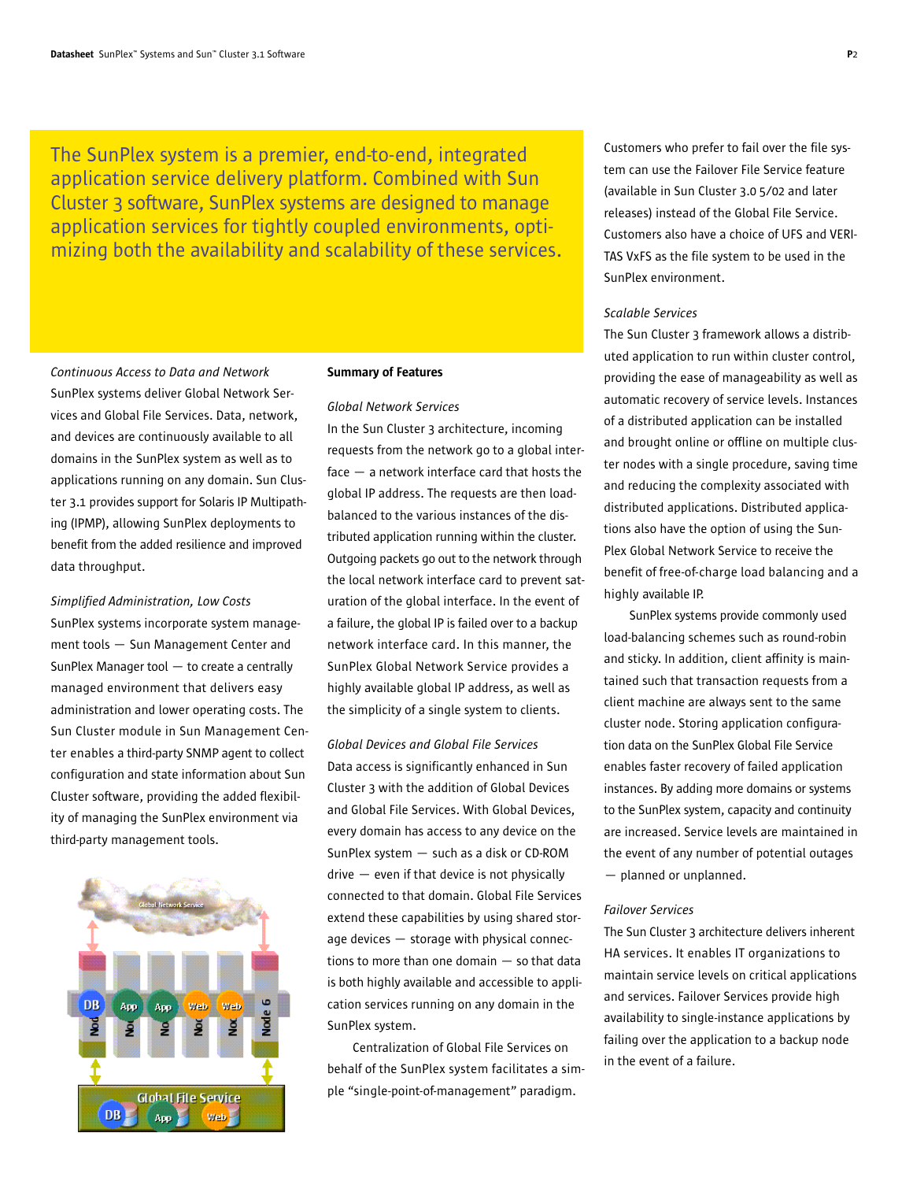The SunPlex system is a premier, end-to-end, integrated application service delivery platform. Combined with Sun Cluster 3 software, SunPlex systems are designed to manage application services for tightly coupled environments, optimizing both the availability and scalability of these services.

*Continuous Access to Data and Network*

SunPlex systems deliver Global Network Services and Global File Services. Data, network, and devices are continuously available to all domains in the SunPlex system as well as to applications running on any domain. Sun Cluster 3.1 provides support for Solaris IP Multipathing (IPMP), allowing SunPlex deployments to benefit from the added resilience and improved data throughput.

*Simplified Administration, Low Costs*

SunPlex systems incorporate system management tools — Sun Management Center and SunPlex Manager tool — to create a centrally managed environment that delivers easy administration and lower operating costs. The Sun Cluster module in Sun Management Center enables a third-party SNMP agent to collect configuration and state information about Sun Cluster software, providing the added flexibility of managing the SunPlex environment via third-party management tools.

**Summary of Features**

*Global Network Services*

In the Sun Cluster 3 architecture, incoming requests from the network go to a global interface — a network interface card that hosts the global IP address. The requests are then load-balanced to the various instances of the distributed application running within the cluster. Outgoing packets go out to the network through the local network interface card to prevent saturation of the global interface. In the event of a failure, the global IP is failed over to a backup network interface card. In this manner, the SunPlex Global Network Service provides a highly available global IP address, as well as the simplicity of a single system to clients.

*Global Devices and Global File Services*

Data access is significantly enhanced in Sun Cluster 3 with the addition of Global Devices and Global File Services. With Global Devices, every domain has access to any device on the SunPlex system — such as a disk or CD-ROM drive — even if that device is not physically connected to that domain. Global File Services extend these capabilities by using shared storage devices — storage with physical connections to more than one domain — so that data is both highly available and accessible to application services running on any domain in the SunPlex system.

Centralization of Global File Services on behalf of the SunPlex system facilitates a simple "single-point-of-management" paradigm.

Customers who prefer to fail over the file system can use the Failover File Service feature (available in Sun Cluster 3.0 5/02 and later releases) instead of the Global File Service. Customers also have a choice of UFS and VERITAS VxFS as the file system to be used in the SunPlex environment.

*Scalable Services*

The Sun Cluster 3 framework allows a distributed application to run within cluster control, providing the ease of manageability as well as automatic recovery of service levels. Instances of a distributed application can be installed and brought online or offline on multiple cluster nodes with a single procedure, saving time and reducing the complexity associated with distributed applications. Distributed applications also have the option of using the SunPlex Global Network Service to receive the benefit of free-of-charge load balancing and a highly available IP.

SunPlex systems provide commonly used load-balancing schemes such as round-robin and sticky. In addition, client affinity is maintained such that transaction requests from a client machine are always sent to the same cluster node. Storing application configuration data on the SunPlex Global File Service enables faster recovery of failed application instances. By adding more domains or systems to the SunPlex system, capacity and continuity are increased. Service levels are maintained in the event of any number of potential outages — planned or unplanned.

*Failover Services*

The Sun Cluster 3 architecture delivers inherent HA services. It enables IT organizations to maintain service levels on critical applications and services. Failover Services provide high availability to single-instance applications by failing over the application to a backup node in the event of a failure.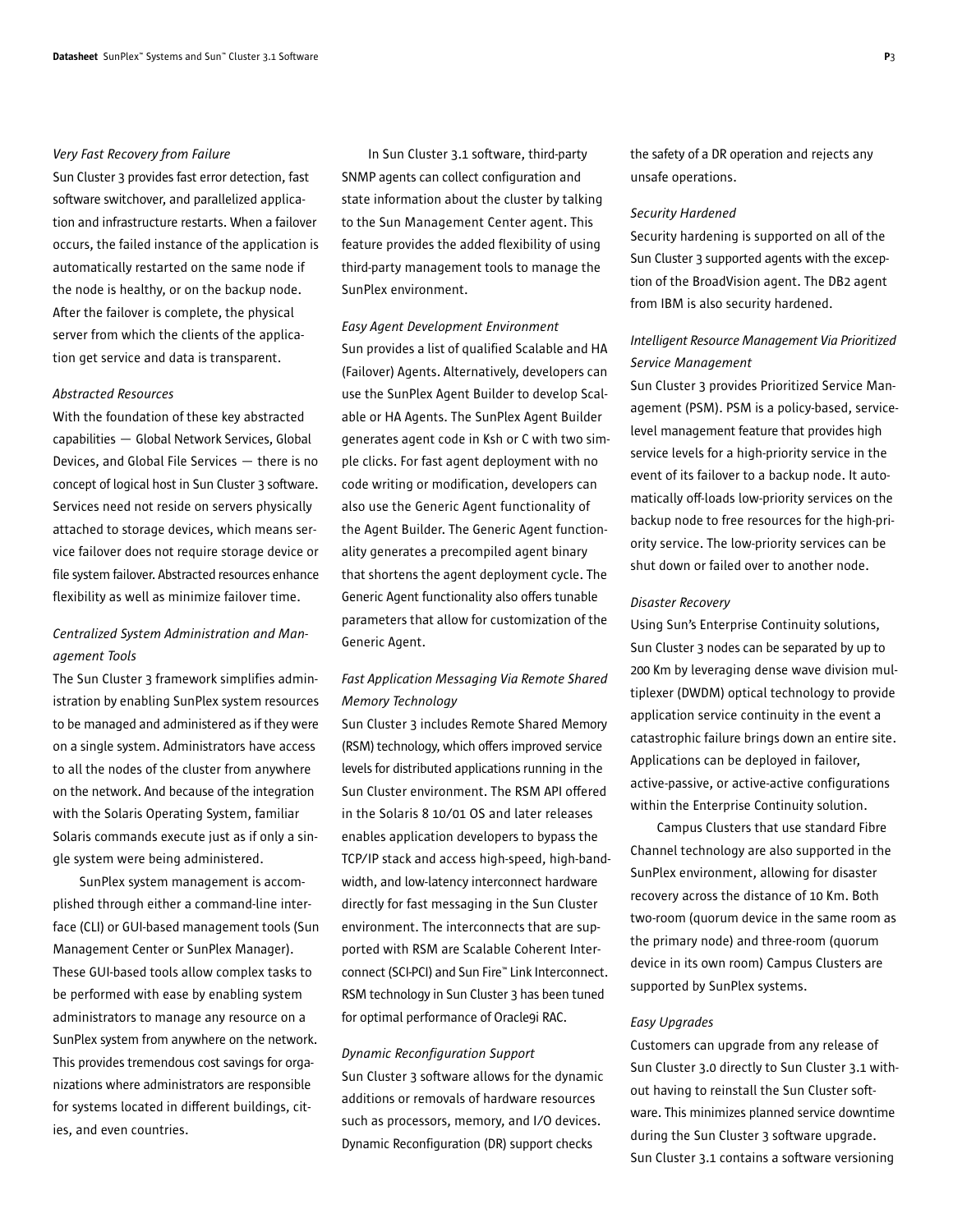*Very Fast Recovery from Failure*

Sun Cluster 3 provides fast error detection, fast software switchover, and parallelized application and infrastructure restarts. When a failover occurs, the failed instance of the application is automatically restarted on the same node if the node is healthy, or on the backup node. After the failover is complete, the physical server from which the clients of the application get service and data is transparent.

*Abstracted Resources*

With the foundation of these key abstracted capabilities — Global Network Services, Global Devices, and Global File Services — there is no concept of logical host in Sun Cluster 3 software. Services need not reside on servers physically attached to storage devices, which means service failover does not require storage device or file system failover. Abstracted resources enhance flexibility as well as minimize failover time.

*Centralized System Administration and Management Tools*

The Sun Cluster 3 framework simplifies administration by enabling SunPlex system resources to be managed and administered as if they were on a single system. Administrators have access to all the nodes of the cluster from anywhere on the network. And because of the integration with the Solaris Operating System, familiar Solaris commands execute just as if only a single system were being administered.

SunPlex system management is accomplished through either a command-line interface (CLI) or GUI-based management tools (Sun Management Center or SunPlex Manager). These GUI-based tools allow complex tasks to be performed with ease by enabling system administrators to manage any resource on a SunPlex system from anywhere on the network. This provides tremendous cost savings for organizations where administrators are responsible for systems located in different buildings, cities, and even countries.

In Sun Cluster 3.1 software, third-party SNMP agents can collect configuration and state information about the cluster by talking to the Sun Management Center agent. This feature provides the added flexibility of using third-party management tools to manage the SunPlex environment.

*Easy Agent Development Environment*

Sun provides a list of qualified Scalable and HA (Failover) Agents. Alternatively, developers can use the SunPlex Agent Builder to develop Scalable or HA Agents. The SunPlex Agent Builder generates agent code in Ksh or C with two simple clicks. For fast agent deployment with no code writing or modification, developers can also use the Generic Agent functionality of the Agent Builder. The Generic Agent functionality generates a precompiled agent binary that shortens the agent deployment cycle. The Generic Agent functionality also offers tunable parameters that allow for customization of the Generic Agent.

*Fast Application Messaging Via Remote Shared Memory Technology*

Sun Cluster 3 includes Remote Shared Memory (RSM) technology, which offers improved service levels for distributed applications running in the Sun Cluster environment. The RSM API offered in the Solaris 8 10/01 OS and later releases enables application developers to bypass the TCP/IP stack and access high-speed, high-bandwidth, and low-latency interconnect hardware directly for fast messaging in the Sun Cluster environment. The interconnects that are supported with RSM are Scalable Coherent Interconnect (SCI-PCI) and Sun Fire™ Link Interconnect. RSM technology in Sun Cluster 3 has been tuned for optimal performance of Oracle9i RAC.

*Dynamic Reconfiguration Support*

Sun Cluster 3 software allows for the dynamic additions or removals of hardware resources such as processors, memory, and I/O devices. Dynamic Reconfiguration (DR) support checks the safety of a DR operation and rejects any unsafe operations.

*Security Hardened*

Security hardening is supported on all of the Sun Cluster 3 supported agents with the exception of the BroadVision agent. The DB2 agent from IBM is also security hardened.

*Intelligent Resource Management Via Prioritized Service Management*

Sun Cluster 3 provides Prioritized Service Management (PSM). PSM is a policy-based, service-level management feature that provides high service levels for a high-priority service in the event of its failover to a backup node. It automatically off-loads low-priority services on the backup node to free resources for the high-priority service. The low-priority services can be shut down or failed over to another node.

*Disaster Recovery*

Using Sun's Enterprise Continuity solutions, Sun Cluster 3 nodes can be separated by up to 200 Km by leveraging dense wave division multiplexer (DWDM) optical technology to provide application service continuity in the event a catastrophic failure brings down an entire site. Applications can be deployed in failover, active-passive, or active-active configurations within the Enterprise Continuity solution.

Campus Clusters that use standard Fibre Channel technology are also supported in the SunPlex environment, allowing for disaster recovery across the distance of 10 Km. Both two-room (quorum device in the same room as the primary node) and three-room (quorum device in its own room) Campus Clusters are supported by SunPlex systems.

*Easy Upgrades*

Customers can upgrade from any release of Sun Cluster 3.0 directly to Sun Cluster 3.1 without having to reinstall the Sun Cluster software. This minimizes planned service downtime during the Sun Cluster 3 software upgrade. Sun Cluster 3.1 contains a software versioning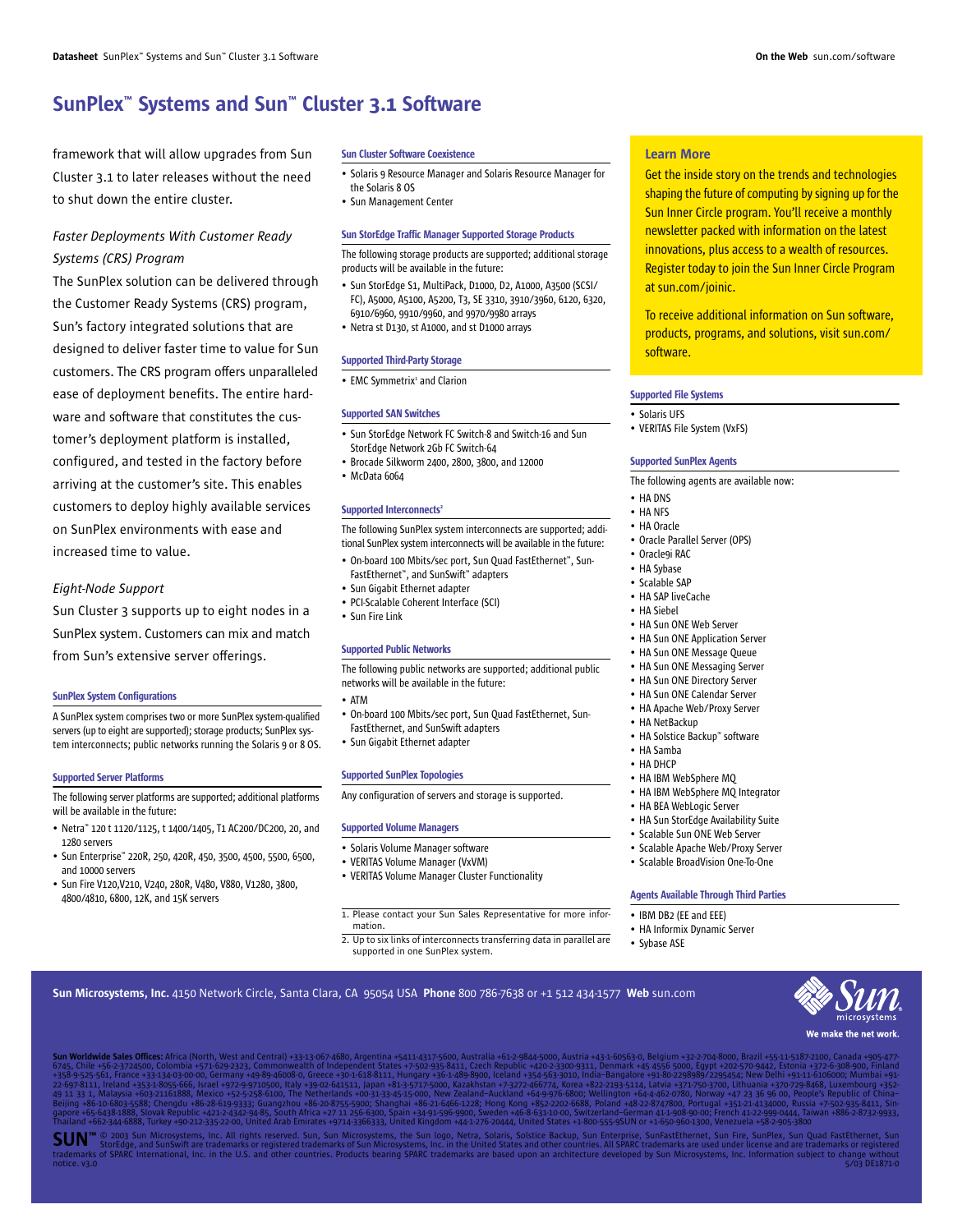# SunPlex™ Systems and Sun™ Cluster 3.1 Software

framework that will allow upgrades from Sun Cluster 3.1 to later releases without the need to shut down the entire cluster.

*Faster Deployments With Customer Ready Systems (CRS) Program*

The SunPlex solution can be delivered through the Customer Ready Systems (CRS) program, Sun's factory integrated solutions that are designed to deliver faster time to value for Sun customers. The CRS program offers unparalleled ease of deployment benefits. The entire hardware and software that constitutes the customer's deployment platform is installed, configured, and tested in the factory before arriving at the customer's site. This enables customers to deploy highly available services on SunPlex environments with ease and increased time to value.

*Eight-Node Support*

Sun Cluster 3 supports up to eight nodes in a SunPlex system. Customers can mix and match from Sun's extensive server offerings.

### SunPlex System Configurations

A SunPlex system comprises two or more SunPlex system-qualified servers (up to eight are supported); storage products; SunPlex system interconnects; public networks running the Solaris 9 or 8 OS.

### Supported Server Platforms

The following server platforms are supported; additional platforms will be available in the future:

- Netra™ 120 t 1120/1125, t 1400/1405, T1 AC200/DC200, 20, and 1280 servers
- Sun Enterprise™ 220R, 250, 420R, 450, 3500, 4500, 5500, 6500, and 10000 servers
- Sun Fire V120,V210, V240, 280R, V480, V880, V1280, 3800, 4800/4810, 6800, 12K, and 15K servers

### Sun Cluster Software Coexistence

- Solaris 9 Resource Manager and Solaris Resource Manager for the Solaris 8 OS
- Sun Management Center

### Sun StorEdge Traffic Manager Supported Storage Products

The following storage products are supported; additional storage products will be available in the future:

- Sun StorEdge S1, MultiPack, D1000, D2, A1000, A3500 (SCSI/FC), A5000, A5100, A5200, T3, SE 3310, 3910/3960, 6120, 6320, 6910/6960, 9910/9960, and 9970/9980 arrays
- Netra st D130, st A1000, and st D1000 arrays

### Supported Third-Party Storage

- EMC Symmetrix[1] and Clarion

### Supported SAN Switches

- Sun StorEdge Network FC Switch-8 and Switch-16 and Sun StorEdge Network 2Gb FC Switch-64
- Brocade Silkworm 2400, 2800, 3800, and 12000
- McData 6064

### Supported Interconnects[2]

The following SunPlex system interconnects are supported; additional SunPlex system interconnects will be available in the future:

- On-board 100 Mbits/sec port, Sun Quad FastEthernet™, SunFastEthernet™, and SunSwift™ adapters
- Sun Gigabit Ethernet adapter
- PCI-Scalable Coherent Interface (SCI)
- Sun Fire Link

### Supported Public Networks

The following public networks are supported; additional public networks will be available in the future:

- ATM
- On-board 100 Mbits/sec port, Sun Quad FastEthernet, SunFastEthernet, and SunSwift adapters
- Sun Gigabit Ethernet adapter

### Supported SunPlex Topologies

Any configuration of servers and storage is supported.

### Supported Volume Managers

- Solaris Volume Manager software
- VERITAS Volume Manager (VxVM)
- VERITAS Volume Manager Cluster Functionality

1. Please contact your Sun Sales Representative for more information.
2. Up to six links of interconnects transferring data in parallel are supported in one SunPlex system.

## Learn More

Get the inside story on the trends and technologies shaping the future of computing by signing up for the Sun Inner Circle program. You'll receive a monthly newsletter packed with information on the latest innovations, plus access to a wealth of resources. Register today to join the Sun Inner Circle Program at sun.com/joinic.

To receive additional information on Sun software, products, programs, and solutions, visit sun.com/software.

### Supported File Systems

- Solaris UFS
- VERITAS File System (VxFS)

### Supported SunPlex Agents

The following agents are available now:

- HA DNS
- HA NFS
- HA Oracle
- Oracle Parallel Server (OPS)
- Oracle9i RAC
- HA Sybase
- Scalable SAP
- HA SAP liveCache
- HA Siebel
- HA Sun ONE Web Server
- HA Sun ONE Application Server
- HA Sun ONE Message Queue
- HA Sun ONE Messaging Server
- HA Sun ONE Directory Server
- HA Sun ONE Calendar Server
- HA Apache Web/Proxy Server
- HA NetBackup
- HA Solstice Backup™ software
- HA Samba
- HA DHCP
- HA IBM WebSphere MQ
- HA IBM WebSphere MQ Integrator
- HA BEA WebLogic Server
- HA Sun StorEdge Availability Suite
- Scalable Sun ONE Web Server
- Scalable Apache Web/Proxy Server
- Scalable BroadVision One-To-One

### Agents Available Through Third Parties

- IBM DB2 (EE and EEE)
- HA Informix Dynamic Server
- Sybase ASE

**Sun Microsystems, Inc.** 4150 Network Circle, Santa Clara, CA 95054 USA **Phone** 800 786-7638 or +1 512 434-1577 **Web** sun.com

We make the net work.

**Sun Worldwide Sales Offices:** Africa (North, West and Central) +33-13-067-4680, Argentina +5411-4317-5600, Australia +61-2-9844-5000, Austria +43-1-60563-0, Belgium +32-2-704-8000, Brazil +55-11-5187-2100, Canada +905-477-6745, Chile +56-2-3724500, Colombia +571-629-2323, Commonwealth of Independent States +7-502-935-8411, Czech Republic +420-2-3300-9311, Denmark +45 4556 5000, Egypt +202-570-9442, Estonia +372-6-308-900, Finland +358-9-525-561, France +33-134-03-00-00, Germany +49-89-46008-0, Greece +30-1-618-8111, Hungary +36-1-489-8900, Iceland +354-563-3010, India–Bangalore +91-80-2298989/2295454; New Delhi +91-11-6106000; Mumbai +91-22-697-8111, Ireland +353-1-8055-666, Israel +972-9-9710500, Italy +39-02-641511, Japan +81-3-5717-5000, Kazakhstan +7-3272-466774, Korea +822-2193-5114, Latvia +371-750-3700, Lithuania +370-729-8468, Luxembourg +352-49 11 33 1, Malaysia +603-21161888, Mexico +52-5-258-6100, The Netherlands +00-31-33-45-15-000, New Zealand–Auckland +64-9-976-6800; Wellington +64-4-462-0780, Norway +47 23 36 96 00, People's Republic of China–Beijing +86-10-6803-5588; Chengdu +86-28-619-9333; Guangzhou +86-20-8755-5900; Shanghai +86-21-6466-1228; Hong Kong +852-2202-6688, Poland +48-22-8747800, Portugal +351-21-4134000, Russia +7-502-935-8411, Singapore +65-6438-1888, Slovak Republic +421-2-4342-94-85, South Africa +27 11 256-6300, Spain +34-91-596-9900, Sweden +46-8-631-10-00, Switzerland–German 41-1-908-90-00; French 41-22-999-0444, Taiwan +886-2-8732-9933, Thailand +662-344-6888, Turkey +90-212-335-22-00, United Arab Emirates +9714-3366333, United Kingdom +44-1-276-20444, United States +1-800-555-9SUN or +1-650-960-1300, Venezuela +58-2-905-3800

© 2003 Sun Microsystems, Inc. All rights reserved. Sun, Sun Microsystems, the Sun logo, Netra, Solaris, Solstice Backup, Sun Enterprise, SunFastEthernet, Sun Fire, SunPlex, Sun Quad FastEthernet, Sun StorEdge, and SunSwift are trademarks or registered trademarks of Sun Microsystems, Inc. in the United States and other countries. All SPARC trademarks are used under license and are trademarks or registered trademarks of SPARC International, Inc. in the U.S. and other countries. Products bearing SPARC trademarks are based upon an architecture developed by Sun Microsystems, Inc. Information subject to change without notice. v3.0 5/03 DE1871-0